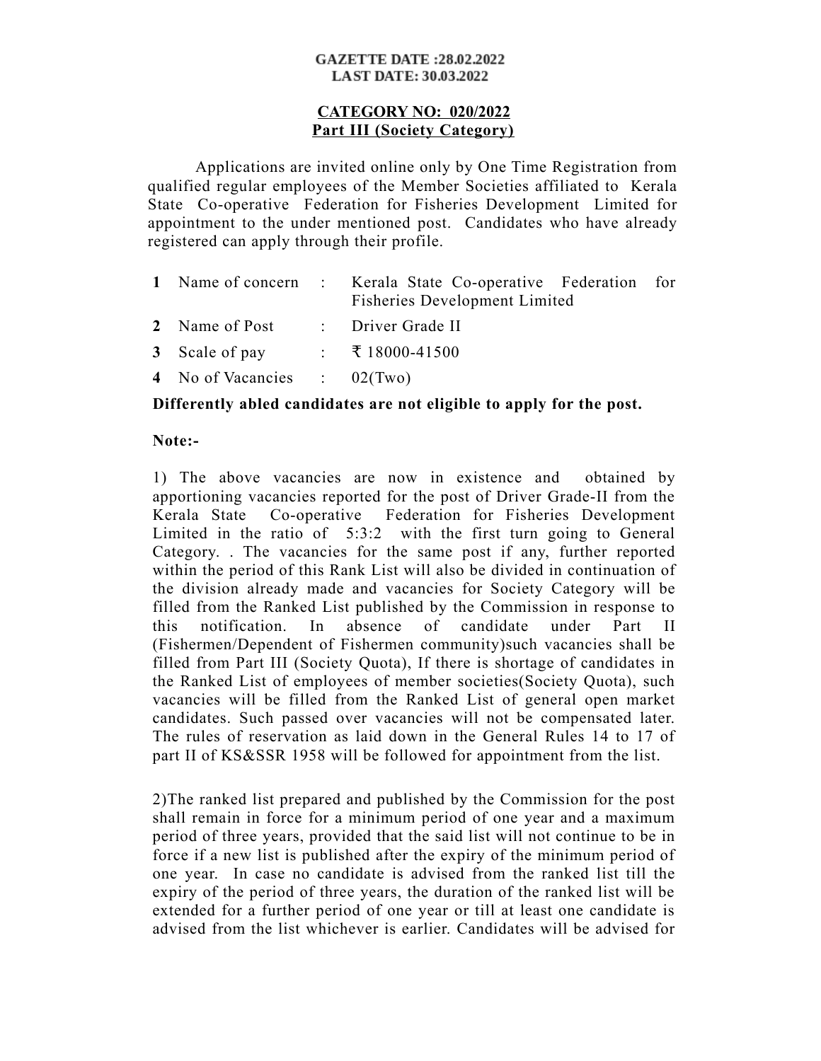**GAZETTE DATE :28.02.2022**
**LAST DATE: 30.03.2022**

**CATEGORY NO: 020/2022**
**Part III (Society Category)**

Applications are invited online only by One Time Registration from qualified regular employees of the Member Societies affiliated to Kerala State Co-operative Federation for Fisheries Development Limited for appointment to the under mentioned post. Candidates who have already registered can apply through their profile.

| | | | |
|---|---|---|---|
| **1** | Name of concern | : | Kerala State Co-operative Federation for Fisheries Development Limited |
| **2** | Name of Post | : | Driver Grade II |
| **3** | Scale of pay | : | ₹ 18000-41500 |
| **4** | No of Vacancies | : | 02(Two) |

**Differently abled candidates are not eligible to apply for the post.**

**Note:-**

1) The above vacancies are now in existence and obtained by apportioning vacancies reported for the post of Driver Grade-II from the Kerala State Co-operative Federation for Fisheries Development Limited in the ratio of 5:3:2 with the first turn going to General Category. . The vacancies for the same post if any, further reported within the period of this Rank List will also be divided in continuation of the division already made and vacancies for Society Category will be filled from the Ranked List published by the Commission in response to this notification. In absence of candidate under Part II (Fishermen/Dependent of Fishermen community)such vacancies shall be filled from Part III (Society Quota), If there is shortage of candidates in the Ranked List of employees of member societies(Society Quota), such vacancies will be filled from the Ranked List of general open market candidates. Such passed over vacancies will not be compensated later. The rules of reservation as laid down in the General Rules 14 to 17 of part II of KS&SSR 1958 will be followed for appointment from the list.

2)The ranked list prepared and published by the Commission for the post shall remain in force for a minimum period of one year and a maximum period of three years, provided that the said list will not continue to be in force if a new list is published after the expiry of the minimum period of one year. In case no candidate is advised from the ranked list till the expiry of the period of three years, the duration of the ranked list will be extended for a further period of one year or till at least one candidate is advised from the list whichever is earlier. Candidates will be advised for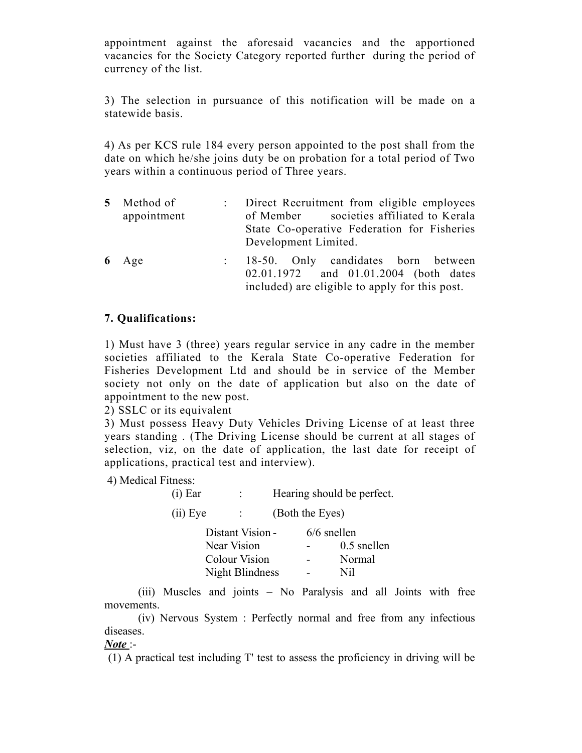appointment against the aforesaid vacancies and the apportioned vacancies for the Society Category reported further during the period of currency of the list.

3) The selection in pursuance of this notification will be made on a statewide basis.

4) As per KCS rule 184 every person appointed to the post shall from the date on which he/she joins duty be on probation for a total period of Two years within a continuous period of Three years.

| | | | |
|---|---|---|---|
| **5** | Method of appointment | : | Direct Recruitment from eligible employees of Member societies affiliated to Kerala State Co-operative Federation for Fisheries Development Limited. |
| **6** | Age | : | 18-50. Only candidates born between 02.01.1972 and 01.01.2004 (both dates included) are eligible to apply for this post. |

**7. Qualifications:**

1) Must have 3 (three) years regular service in any cadre in the member societies affiliated to the Kerala State Co-operative Federation for Fisheries Development Ltd and should be in service of the Member society not only on the date of application but also on the date of appointment to the new post.
2) SSLC or its equivalent
3) Must possess Heavy Duty Vehicles Driving License of at least three years standing . (The Driving License should be current at all stages of selection, viz, on the date of application, the last date for receipt of applications, practical test and interview).

4) Medical Fitness:

(i) Ear : Hearing should be perfect.

(ii) Eye : (Both the Eyes)

| | | |
|---|---|---|
| Distant Vision | - | 6/6 snellen |
| Near Vision | - | 0.5 snellen |
| Colour Vision | - | Normal |
| Night Blindness | - | Nil |

(iii) Muscles and joints – No Paralysis and all Joints with free movements.

(iv) Nervous System : Perfectly normal and free from any infectious diseases.

***Note*** :-

(1) A practical test including T' test to assess the proficiency in driving will be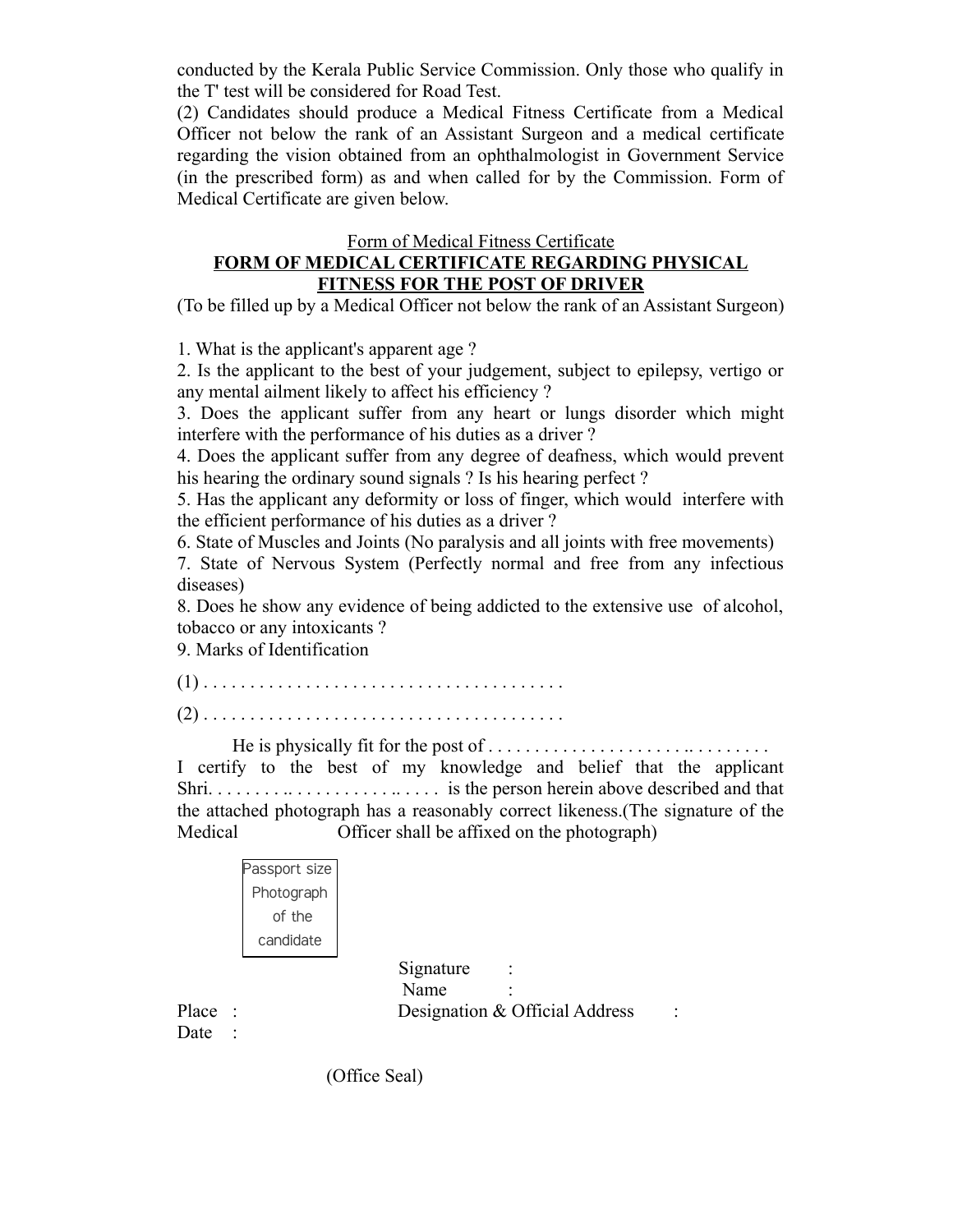conducted by the Kerala Public Service Commission. Only those who qualify in the T' test will be considered for Road Test.

(2) Candidates should produce a Medical Fitness Certificate from a Medical Officer not below the rank of an Assistant Surgeon and a medical certificate regarding the vision obtained from an ophthalmologist in Government Service (in the prescribed form) as and when called for by the Commission. Form of Medical Certificate are given below.

<u>Form of Medical Fitness Certificate</u>

**<u>FORM OF MEDICAL CERTIFICATE REGARDING PHYSICAL FITNESS FOR THE POST OF DRIVER</u>**

(To be filled up by a Medical Officer not below the rank of an Assistant Surgeon)

1. What is the applicant's apparent age ?
2. Is the applicant to the best of your judgement, subject to epilepsy, vertigo or any mental ailment likely to affect his efficiency ?
3. Does the applicant suffer from any heart or lungs disorder which might interfere with the performance of his duties as a driver ?
4. Does the applicant suffer from any degree of deafness, which would prevent his hearing the ordinary sound signals ? Is his hearing perfect ?
5. Has the applicant any deformity or loss of finger, which would interfere with the efficient performance of his duties as a driver ?
6. State of Muscles and Joints (No paralysis and all joints with free movements)
7. State of Nervous System (Perfectly normal and free from any infectious diseases)
8. Does he show any evidence of being addicted to the extensive use of alcohol, tobacco or any intoxicants ?
9. Marks of Identification

(1) . . . . . . . . . . . . . . . . . . . . . . . . . . . . . . . . . . . . . .

(2) . . . . . . . . . . . . . . . . . . . . . . . . . . . . . . . . . . . . . .

He is physically fit for the post of . . . . . . . . . . . . . . . . . . . . . .. . . . . . . . .

I certify to the best of my knowledge and belief that the applicant Shri. . . . . . . . .. . . . . . . . . . . . .. . . . . is the person herein above described and that the attached photograph has a reasonably correct likeness.(The signature of the Medical Officer shall be affixed on the photograph)

Passport size Photograph of the candidate

Signature :

Name :

Place :

Designation & Official Address :

Date :

(Office Seal)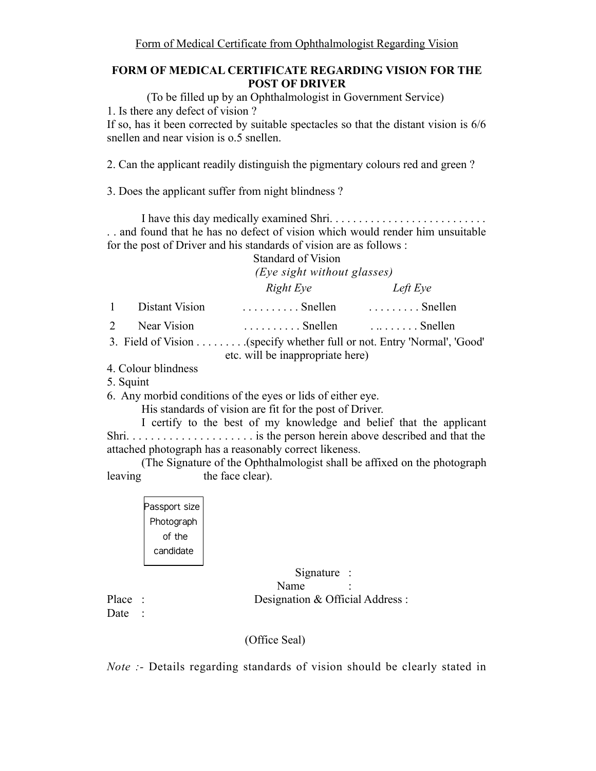Form of Medical Certificate from Ophthalmologist Regarding Vision

## FORM OF MEDICAL CERTIFICATE REGARDING VISION FOR THE POST OF DRIVER

(To be filled up by an Ophthalmologist in Government Service)

1. Is there any defect of vision ?
If so, has it been corrected by suitable spectacles so that the distant vision is 6/6 snellen and near vision is o.5 snellen.

2. Can the applicant readily distinguish the pigmentary colours red and green ?

3. Does the applicant suffer from night blindness ?

I have this day medically examined Shri. . . . . . . . . . . . . . . . . . . . . . . . . . . . . and found that he has no defect of vision which would render him unsuitable for the post of Driver and his standards of vision are as follows :

Standard of Vision

*(Eye sight without glasses)*

| | | *Right Eye* | *Left Eye* |
|---|---|---|---|
| 1 | Distant Vision | . . . . . . . . . . Snellen | . . . . . . . . . Snellen |
| 2 | Near Vision | . . . . . . . . . . Snellen | . .. . . . . . . Snellen |

3. Field of Vision . . . . . . . . .(specify whether full or not. Entry 'Normal', 'Good' etc. will be inappropriate here)
4. Colour blindness
5. Squint
6. Any morbid conditions of the eyes or lids of either eye.

His standards of vision are fit for the post of Driver.

I certify to the best of my knowledge and belief that the applicant Shri. . . . . . . . . . . . . . . . . . . . . is the person herein above described and that the attached photograph has a reasonably correct likeness.

(The Signature of the Ophthalmologist shall be affixed on the photograph leaving the face clear).

Passport size Photograph of the candidate

Signature :

Name :

Place :

Designation & Official Address :

Date :

(Office Seal)

*Note :-* Details regarding standards of vision should be clearly stated in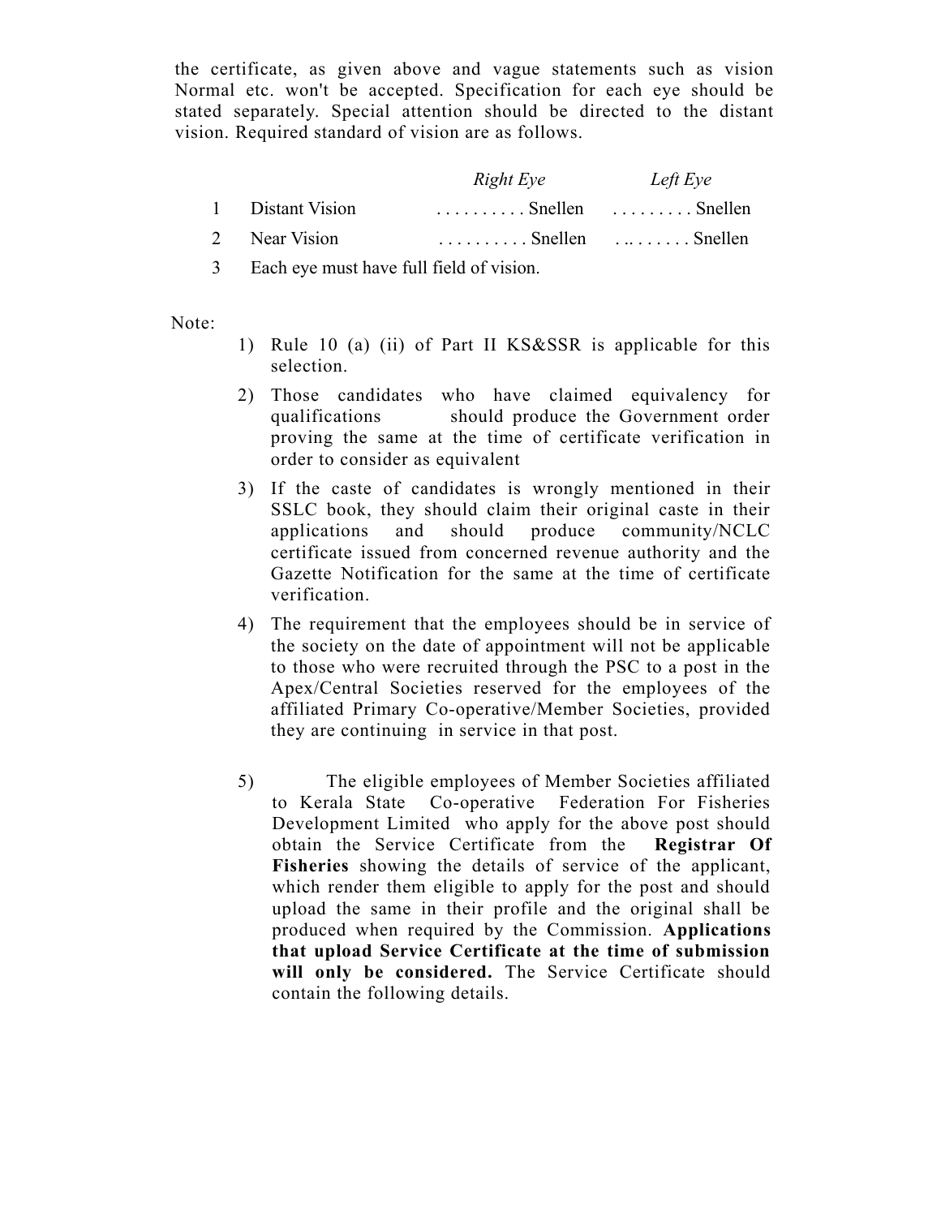the certificate, as given above and vague statements such as vision Normal etc. won't be accepted. Specification for each eye should be stated separately. Special attention should be directed to the distant vision. Required standard of vision are as follows.

| | | *Right Eye* | *Left Eye* |
|---|---|---|---|
| 1 | Distant Vision | . . . . . . . . . . Snellen | . . . . . . . . . Snellen |
| 2 | Near Vision | . . . . . . . . . . Snellen | . .. . . . . . . Snellen |
| 3 | Each eye must have full field of vision. | | |

Note:

1) Rule 10 (a) (ii) of Part II KS&SSR is applicable for this selection.

2) Those candidates who have claimed equivalency for qualifications should produce the Government order proving the same at the time of certificate verification in order to consider as equivalent

3) If the caste of candidates is wrongly mentioned in their SSLC book, they should claim their original caste in their applications and should produce community/NCLC certificate issued from concerned revenue authority and the Gazette Notification for the same at the time of certificate verification.

4) The requirement that the employees should be in service of the society on the date of appointment will not be applicable to those who were recruited through the PSC to a post in the Apex/Central Societies reserved for the employees of the affiliated Primary Co-operative/Member Societies, provided they are continuing in service in that post.

5) The eligible employees of Member Societies affiliated to Kerala State Co-operative Federation For Fisheries Development Limited who apply for the above post should obtain the Service Certificate from the **Registrar Of Fisheries** showing the details of service of the applicant, which render them eligible to apply for the post and should upload the same in their profile and the original shall be produced when required by the Commission. **Applications that upload Service Certificate at the time of submission will only be considered.** The Service Certificate should contain the following details.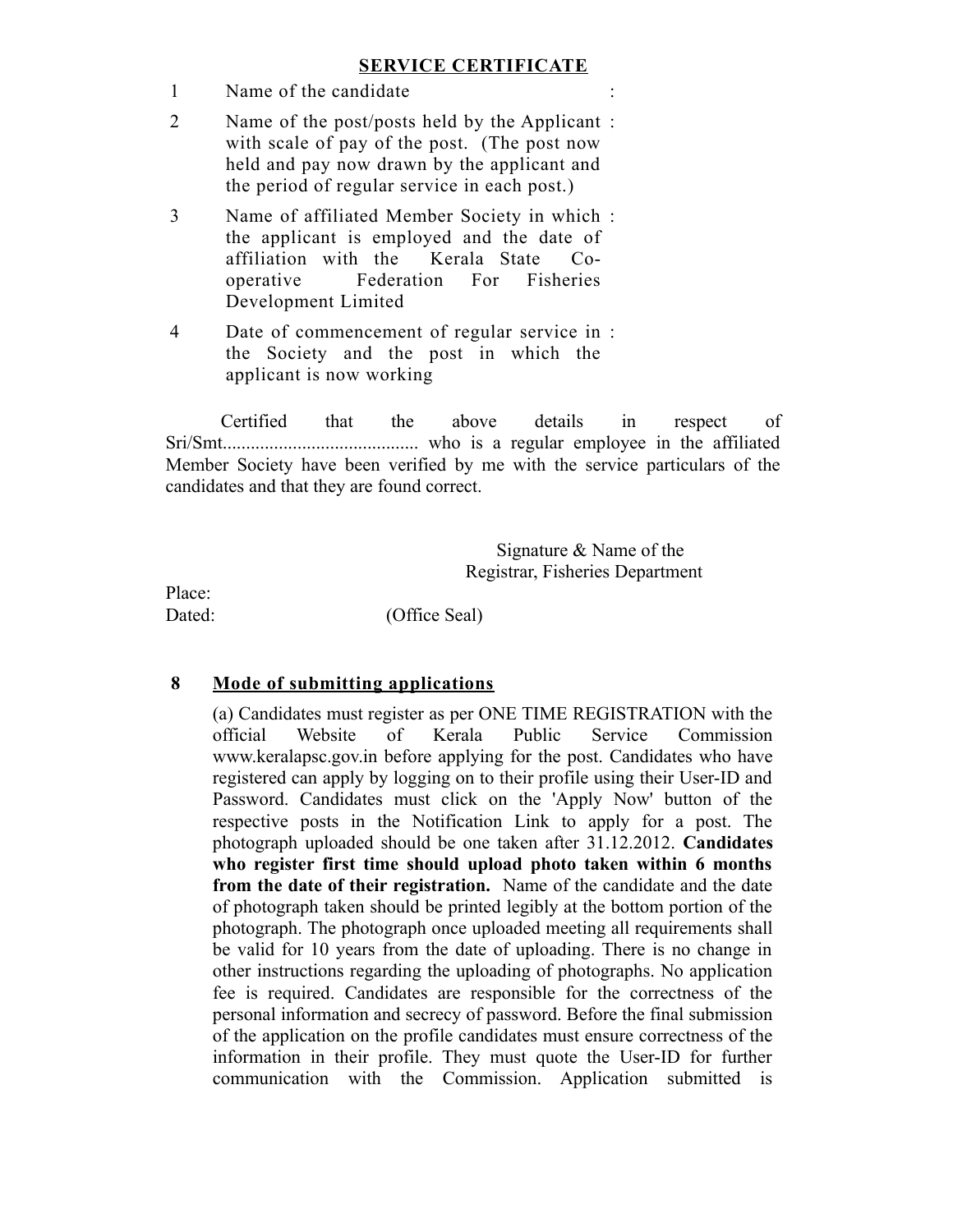## SERVICE CERTIFICATE

| | | |
|---|---|---|
| 1 | Name of the candidate | : |
| 2 | Name of the post/posts held by the Applicant with scale of pay of the post. (The post now held and pay now drawn by the applicant and the period of regular service in each post.) | : |
| 3 | Name of affiliated Member Society in which the applicant is employed and the date of affiliation with the Kerala State Co-operative Federation For Fisheries Development Limited | : |
| 4 | Date of commencement of regular service in the Society and the post in which the applicant is now working | : |

Certified that the above details in respect of Sri/Smt.......................................... who is a regular employee in the affiliated Member Society have been verified by me with the service particulars of the candidates and that they are found correct.

Signature & Name of the
Registrar, Fisheries Department

Place:

Dated: (Office Seal)

**8 Mode of submitting applications**

(a) Candidates must register as per ONE TIME REGISTRATION with the official Website of Kerala Public Service Commission www.keralapsc.gov.in before applying for the post. Candidates who have registered can apply by logging on to their profile using their User-ID and Password. Candidates must click on the 'Apply Now' button of the respective posts in the Notification Link to apply for a post. The photograph uploaded should be one taken after 31.12.2012. **Candidates who register first time should upload photo taken within 6 months from the date of their registration.** Name of the candidate and the date of photograph taken should be printed legibly at the bottom portion of the photograph. The photograph once uploaded meeting all requirements shall be valid for 10 years from the date of uploading. There is no change in other instructions regarding the uploading of photographs. No application fee is required. Candidates are responsible for the correctness of the personal information and secrecy of password. Before the final submission of the application on the profile candidates must ensure correctness of the information in their profile. They must quote the User-ID for further communication with the Commission. Application submitted is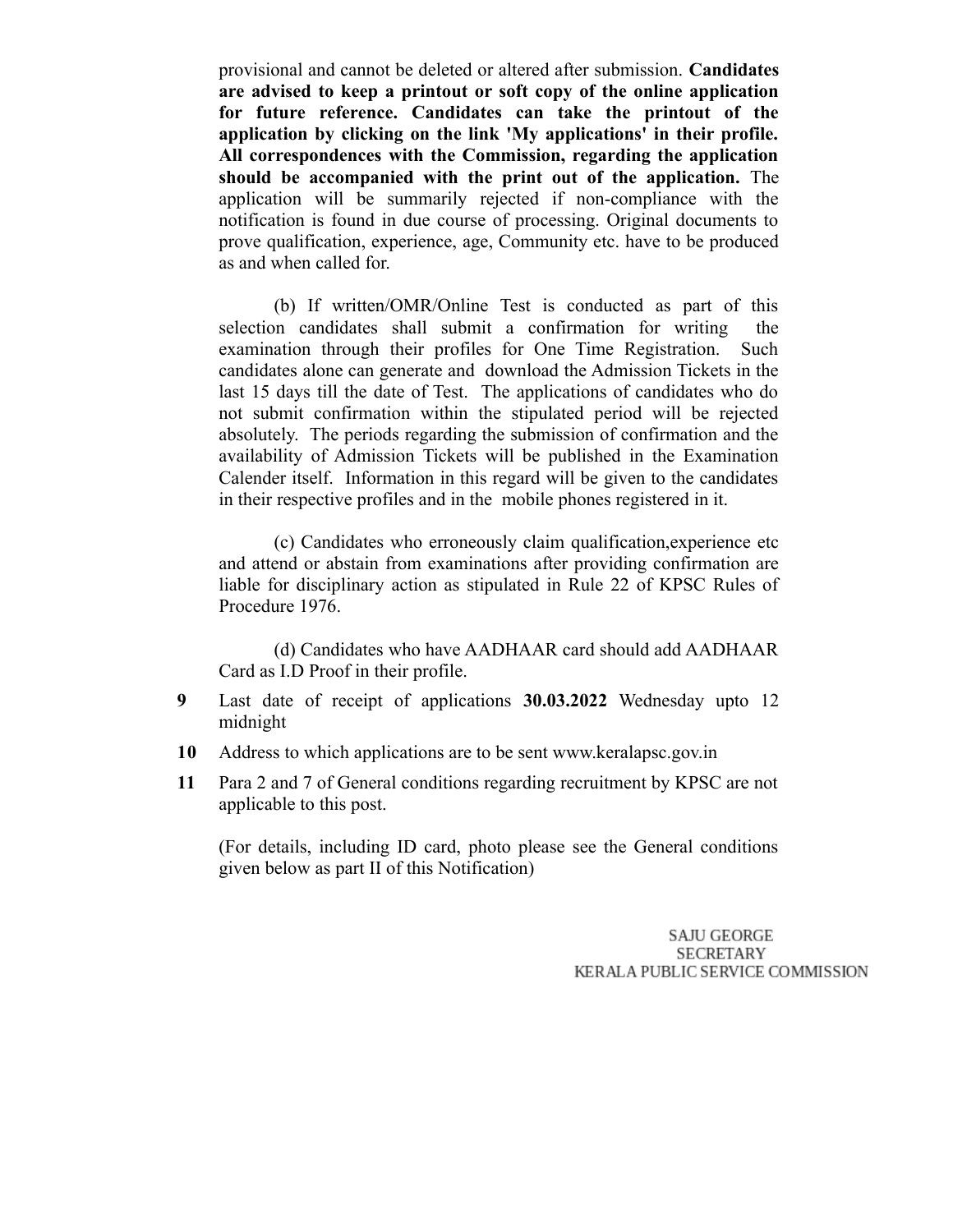provisional and cannot be deleted or altered after submission. **Candidates are advised to keep a printout or soft copy of the online application for future reference. Candidates can take the printout of the application by clicking on the link 'My applications' in their profile. All correspondences with the Commission, regarding the application should be accompanied with the print out of the application.** The application will be summarily rejected if non-compliance with the notification is found in due course of processing. Original documents to prove qualification, experience, age, Community etc. have to be produced as and when called for.

(b) If written/OMR/Online Test is conducted as part of this selection candidates shall submit a confirmation for writing the examination through their profiles for One Time Registration. Such candidates alone can generate and download the Admission Tickets in the last 15 days till the date of Test. The applications of candidates who do not submit confirmation within the stipulated period will be rejected absolutely. The periods regarding the submission of confirmation and the availability of Admission Tickets will be published in the Examination Calender itself. Information in this regard will be given to the candidates in their respective profiles and in the mobile phones registered in it.

(c) Candidates who erroneously claim qualification,experience etc and attend or abstain from examinations after providing confirmation are liable for disciplinary action as stipulated in Rule 22 of KPSC Rules of Procedure 1976.

(d) Candidates who have AADHAAR card should add AADHAAR Card as I.D Proof in their profile.

**9** Last date of receipt of applications **30.03.2022** Wednesday upto 12 midnight

**10** Address to which applications are to be sent www.keralapsc.gov.in

**11** Para 2 and 7 of General conditions regarding recruitment by KPSC are not applicable to this post.

(For details, including ID card, photo please see the General conditions given below as part II of this Notification)

SAJU GEORGE
SECRETARY
KERALA PUBLIC SERVICE COMMISSION